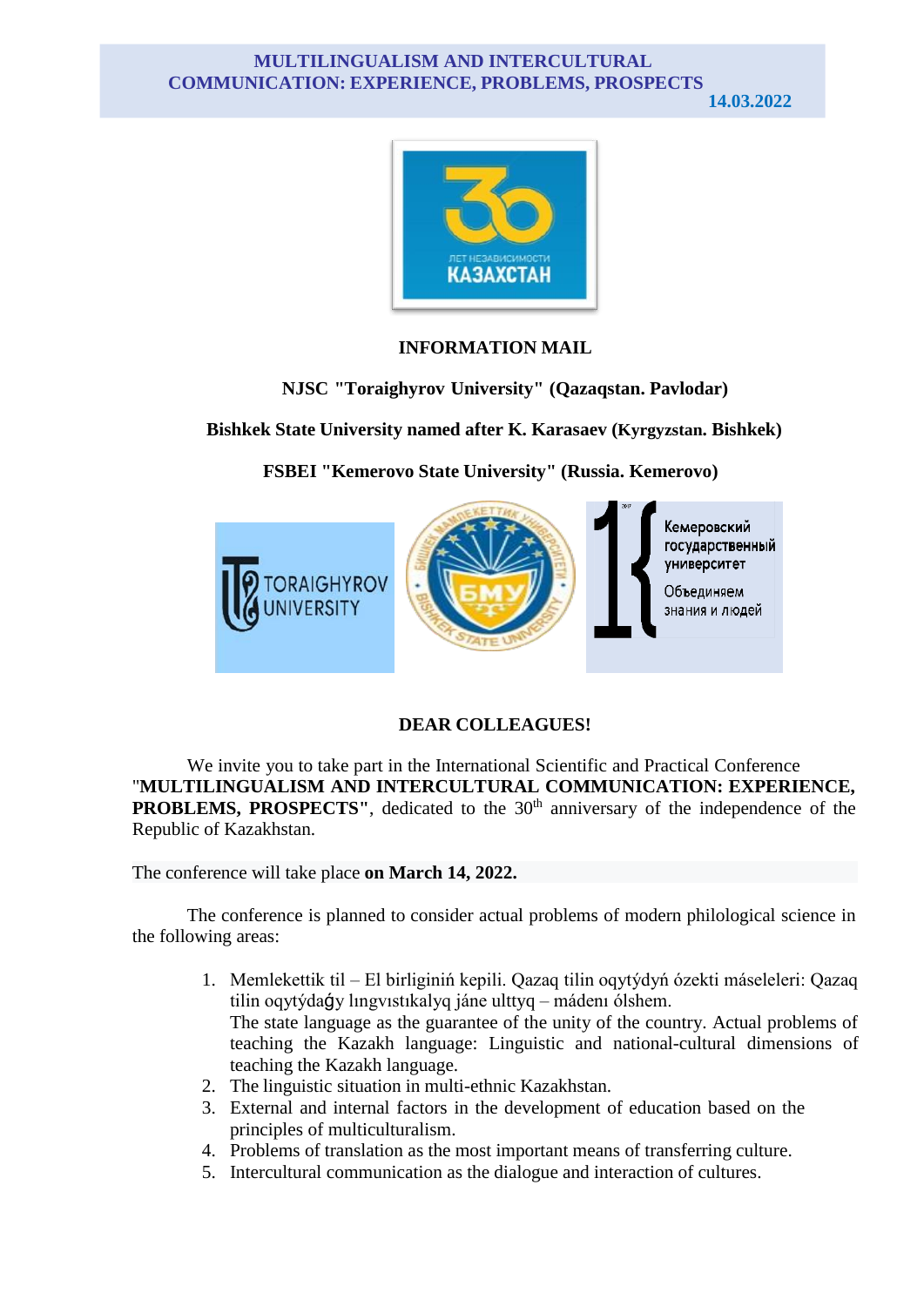**MULTILINGUALISM AND INTERCULTURAL COMMUNICATION: EXPERIENCE, PROBLEMS, PROSPECTS**
**14.03.2022**

## INFORMATION MAIL

**NJSC "Toraighyrov University" (Qazaqstan. Pavlodar)**

**Bishkek State University named after K. Karasaev (Kyrgyzstan. Bishkek)**

**FSBEI "Kemerovo State University" (Russia. Kemerovo)**

## DEAR COLLEAGUES!

We invite you to take part in the International Scientific and Practical Conference "**MULTILINGUALISM AND INTERCULTURAL COMMUNICATION: EXPERIENCE, PROBLEMS, PROSPECTS"**, dedicated to the 30th anniversary of the independence of the Republic of Kazakhstan.

The conference will take place **on March 14, 2022.**

The conference is planned to consider actual problems of modern philological science in the following areas:

1. Memlekettik til – El birliginiń kepili. Qazaq tilin oqytýdyń ózekti máseleleri: Qazaq tilin oqytýdaǵy lıngvıstıkalyq jáne ulttyq – mádenı ólshem.
   The state language as the guarantee of the unity of the country. Actual problems of teaching the Kazakh language: Linguistic and national-cultural dimensions of teaching the Kazakh language.
2. The linguistic situation in multi-ethnic Kazakhstan.
3. External and internal factors in the development of education based on the principles of multiculturalism.
4. Problems of translation as the most important means of transferring culture.
5. Intercultural communication as the dialogue and interaction of cultures.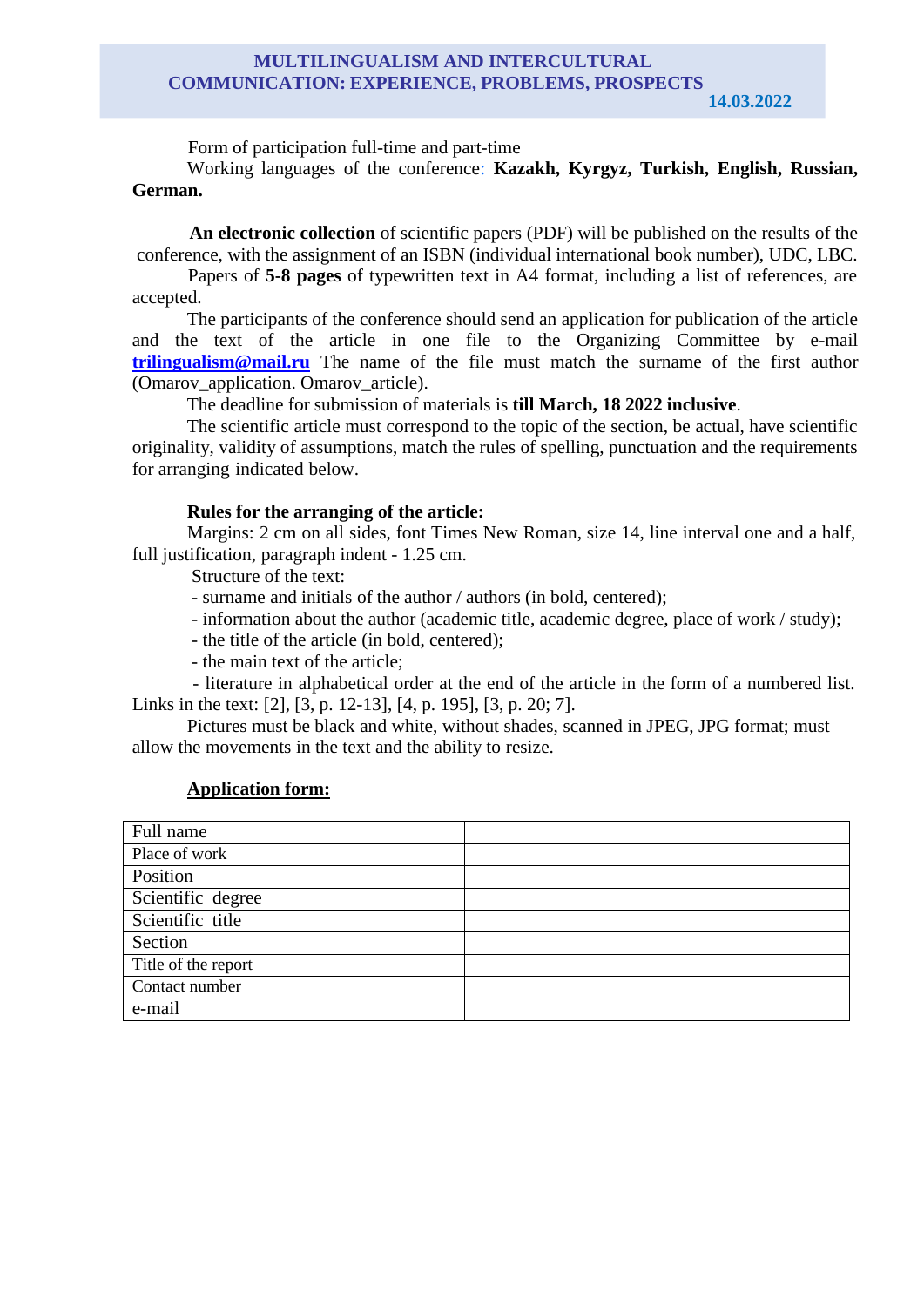Form of participation full-time and part-time

Working languages of the conference: **Kazakh, Kyrgyz, Turkish, English, Russian, German.**

**An electronic collection** of scientific papers (PDF) will be published on the results of the conference, with the assignment of an ISBN (individual international book number), UDC, LBC.

Papers of **5-8 pages** of typewritten text in A4 format, including a list of references, are accepted.

The participants of the conference should send an application for publication of the article and the text of the article in one file to the Organizing Committee by e-mail **trilingualism@mail.ru** The name of the file must match the surname of the first author (Omarov_application. Omarov_article).

The deadline for submission of materials is **till March, 18 2022 inclusive**.

The scientific article must correspond to the topic of the section, be actual, have scientific originality, validity of assumptions, match the rules of spelling, punctuation and the requirements for arranging indicated below.

**Rules for the arranging of the article:**

Margins: 2 cm on all sides, font Times New Roman, size 14, line interval one and a half, full justification, paragraph indent - 1.25 cm.

Structure of the text:

- surname and initials of the author / authors (in bold, centered);
- information about the author (academic title, academic degree, place of work / study);
- the title of the article (in bold, centered);
- the main text of the article;
- literature in alphabetical order at the end of the article in the form of a numbered list. Links in the text: [2], [3, p. 12-13], [4, p. 195], [3, p. 20; 7].

Pictures must be black and white, without shades, scanned in JPEG, JPG format; must allow the movements in the text and the ability to resize.

**Application form:**

| | |
|---|---|
| Full name | |
| Place of work | |
| Position | |
| Scientific degree | |
| Scientific title | |
| Section | |
| Title of the report | |
| Contact number | |
| e-mail | |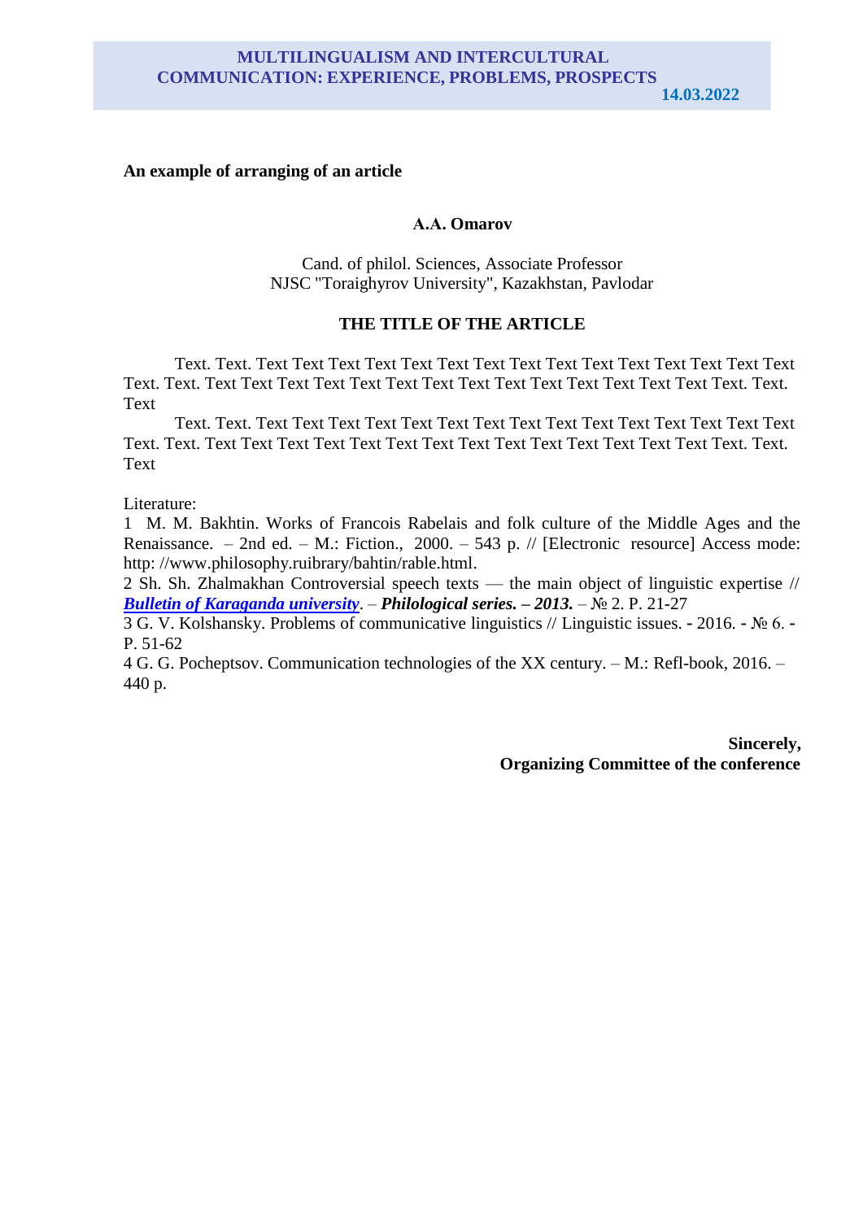**An example of arranging of an article**

**A.A. Omarov**

Cand. of philol. Sciences, Associate Professor
NJSC "Toraighyrov University", Kazakhstan, Pavlodar

**THE TITLE OF THE ARTICLE**

Text. Text. Text Text Text Text Text Text Text Text Text Text Text Text Text Text Text Text. Text. Text Text Text Text Text Text Text Text Text Text Text Text Text Text Text. Text. Text

Text. Text. Text Text Text Text Text Text Text Text Text Text Text Text Text Text Text Text. Text. Text Text Text Text Text Text Text Text Text Text Text Text Text Text Text. Text. Text

Literature:

1 M. M. Bakhtin. Works of Francois Rabelais and folk culture of the Middle Ages and the Renaissance. – 2nd ed. – M.: Fiction., 2000. – 543 p. // [Electronic resource] Access mode: http: //www.philosophy.ruibrary/bahtin/rable.html.

2 Sh. Sh. Zhalmakhan Controversial speech texts — the main object of linguistic expertise // ***Bulletin of Karaganda university***. – ***Philological series. – 2013.*** – № 2. P. 21-27

3 G. V. Kolshansky. Problems of communicative linguistics // Linguistic issues. - 2016. - № 6. - P. 51-62

4 G. G. Pocheptsov. Communication technologies of the XX century. – M.: Refl-book, 2016. – 440 p.

**Sincerely,**
**Organizing Committee of the conference**